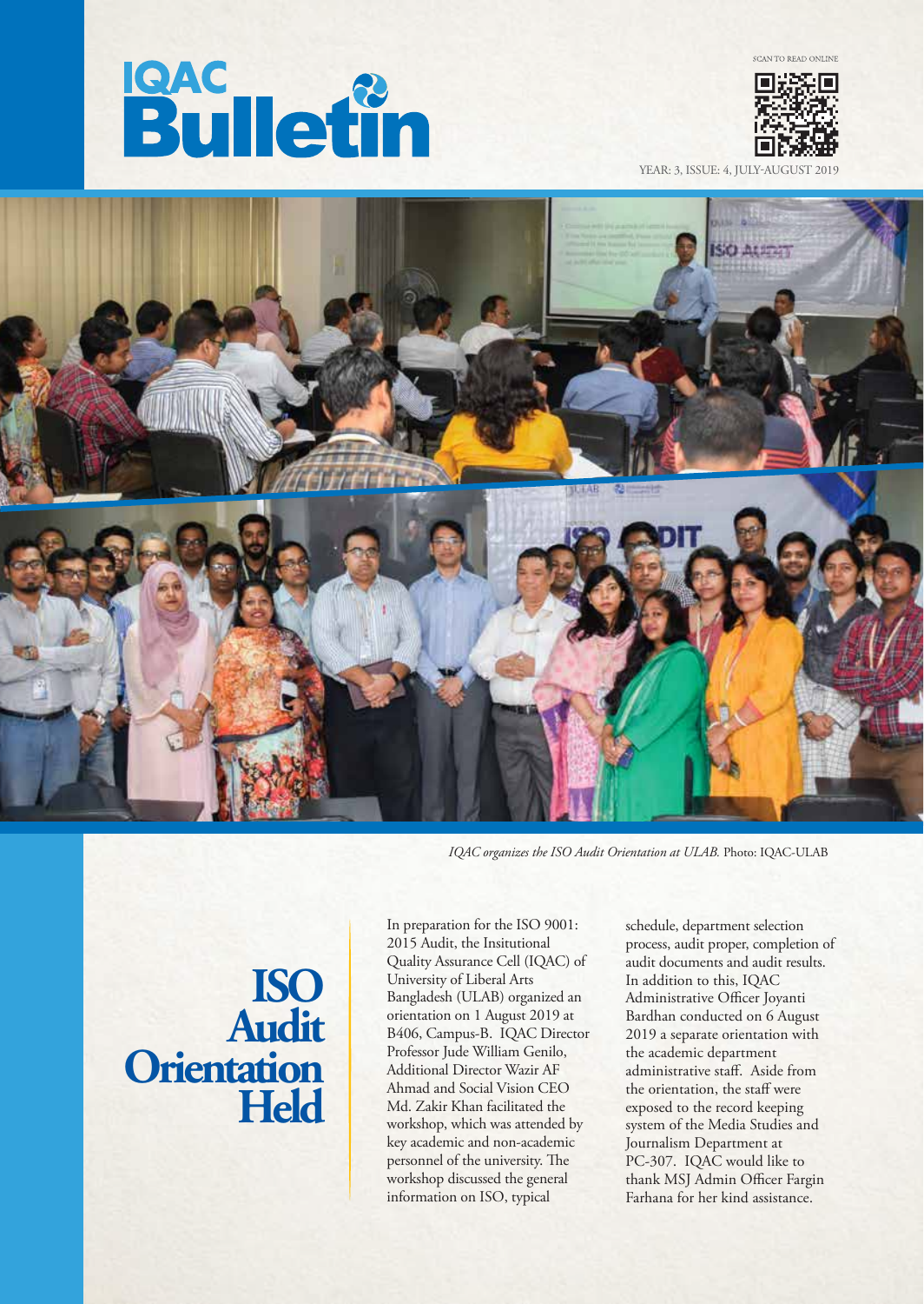# IQAC Bulletin

SCAN TO READ ONLINE

YEAR: 3, ISSUE: 4, JULY-AUGUST 2019

*IQAC organizes the ISO Audit Orientation at ULAB.* Photo: IQAC-ULAB

## ISO Audit Orientation Held

In preparation for the ISO 9001: 2015 Audit, the Insitutional Quality Assurance Cell (IQAC) of University of Liberal Arts Bangladesh (ULAB) organized an orientation on 1 August 2019 at B406, Campus-B. IQAC Director Professor Jude William Genilo, Additional Director Wazir AF Ahmad and Social Vision CEO Md. Zakir Khan facilitated the workshop, which was attended by key academic and non-academic personnel of the university. The workshop discussed the general information on ISO, typical schedule, department selection process, audit proper, completion of audit documents and audit results. In addition to this, IQAC Administrative Officer Joyanti Bardhan conducted on 6 August 2019 a separate orientation with the academic department administrative staff. Aside from the orientation, the staff were exposed to the record keeping system of the Media Studies and Journalism Department at PC-307. IQAC would like to thank MSJ Admin Officer Fargin Farhana for her kind assistance.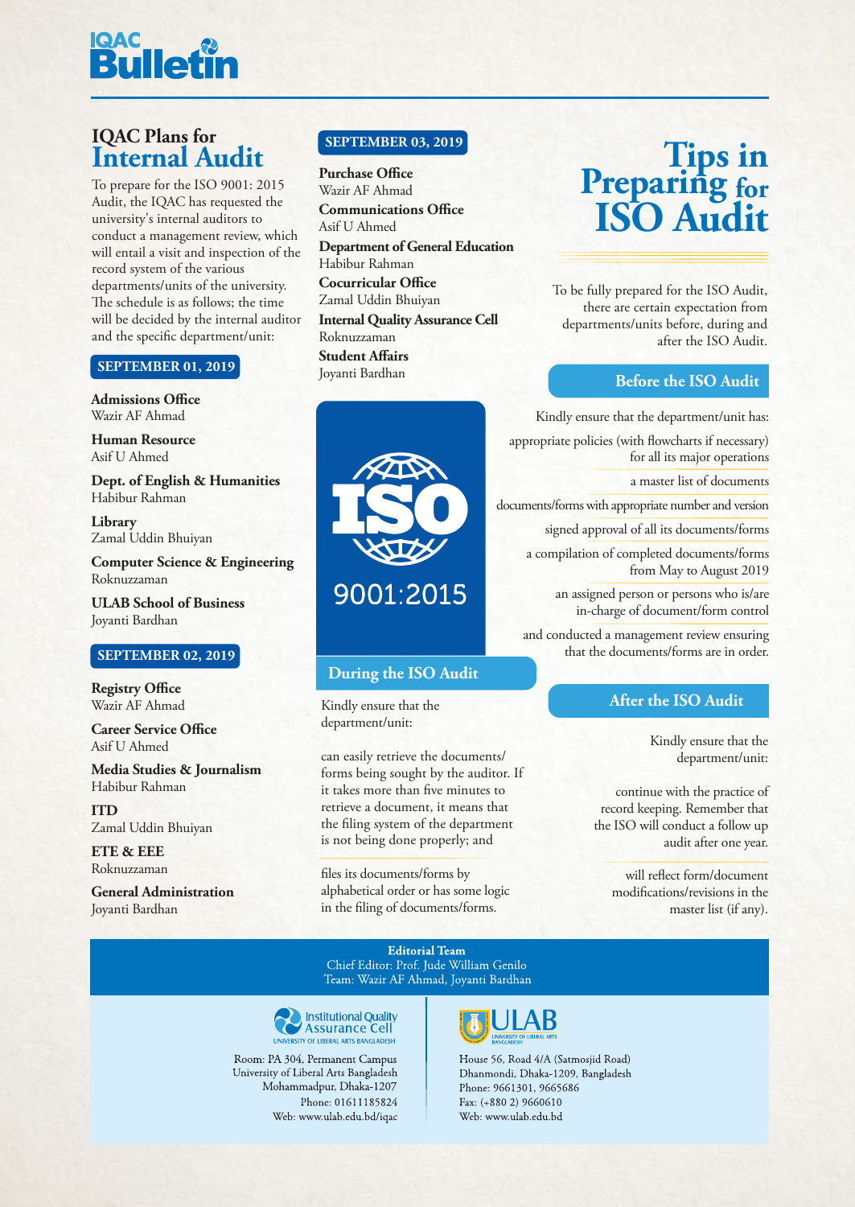# IQAC Bulletin

## IQAC Plans for Internal Audit

To prepare for the ISO 9001: 2015 Audit, the IQAC has requested the university's internal auditors to conduct a management review, which will entail a visit and inspection of the record system of the various departments/units of the university. The schedule is as follows; the time will be decided by the internal auditor and the specific department/unit:

### SEPTEMBER 01, 2019

**Admissions Office**
Wazir AF Ahmad

**Human Resource**
Asif U Ahmed

**Dept. of English & Humanities**
Habibur Rahman

**Library**
Zamal Uddin Bhuiyan

**Computer Science & Engineering**
Roknuzzaman

**ULAB School of Business**
Joyanti Bardhan

### SEPTEMBER 02, 2019

**Registry Office**
Wazir AF Ahmad

**Career Service Office**
Asif U Ahmed

**Media Studies & Journalism**
Habibur Rahman

**ITD**
Zamal Uddin Bhuiyan

**ETE & EEE**
Roknuzzaman

**General Administration**
Joyanti Bardhan

### SEPTEMBER 03, 2019

**Purchase Office**
Wazir AF Ahmad

**Communications Office**
Asif U Ahmed

**Department of General Education**
Habibur Rahman

**Cocurricular Office**
Zamal Uddin Bhuiyan

**Internal Quality Assurance Cell**
Roknuzzaman

**Student Affairs**
Joyanti Bardhan

ISO 9001:2015

## Tips in Preparing for ISO Audit

To be fully prepared for the ISO Audit, there are certain expectation from departments/units before, during and after the ISO Audit.

### Before the ISO Audit

Kindly ensure that the department/unit has:

- appropriate policies (with flowcharts if necessary) for all its major operations
- a master list of documents
- documents/forms with appropriate number and version
- signed approval of all its documents/forms
- a compilation of completed documents/forms from May to August 2019
- an assigned person or persons who is/are in-charge of document/form control
- and conducted a management review ensuring that the documents/forms are in order.

### During the ISO Audit

Kindly ensure that the department/unit:

- can easily retrieve the documents/forms being sought by the auditor. If it takes more than five minutes to retrieve a document, it means that the filing system of the department is not being done properly; and
- files its documents/forms by alphabetical order or has some logic in the filing of documents/forms.

### After the ISO Audit

Kindly ensure that the department/unit:

- continue with the practice of record keeping. Remember that the ISO will conduct a follow up audit after one year.
- will reflect form/document modifications/revisions in the master list (if any).

---

**Editorial Team**
Chief Editor: Prof. Jude William Genilo
Team: Wazir AF Ahmad, Joyanti Bardhan

Institutional Quality Assurance Cell
UNIVERSITY OF LIBERAL ARTS BANGLADESH

Room: PA 304, Permanent Campus
University of Liberal Arts Bangladesh
Mohammadpur, Dhaka-1207
Phone: 01611185824
Web: www.ulab.bd/iqac

ULAB
UNIVERSITY OF LIBERAL ARTS BANGLADESH

House 56, Road 4/A (Satmosjid Road)
Dhanmondi, Dhaka-1209, Bangladesh
Phone: 9661301, 9665686
Fax: (+880 2) 9660610
Web: www.ulab.edu.bd